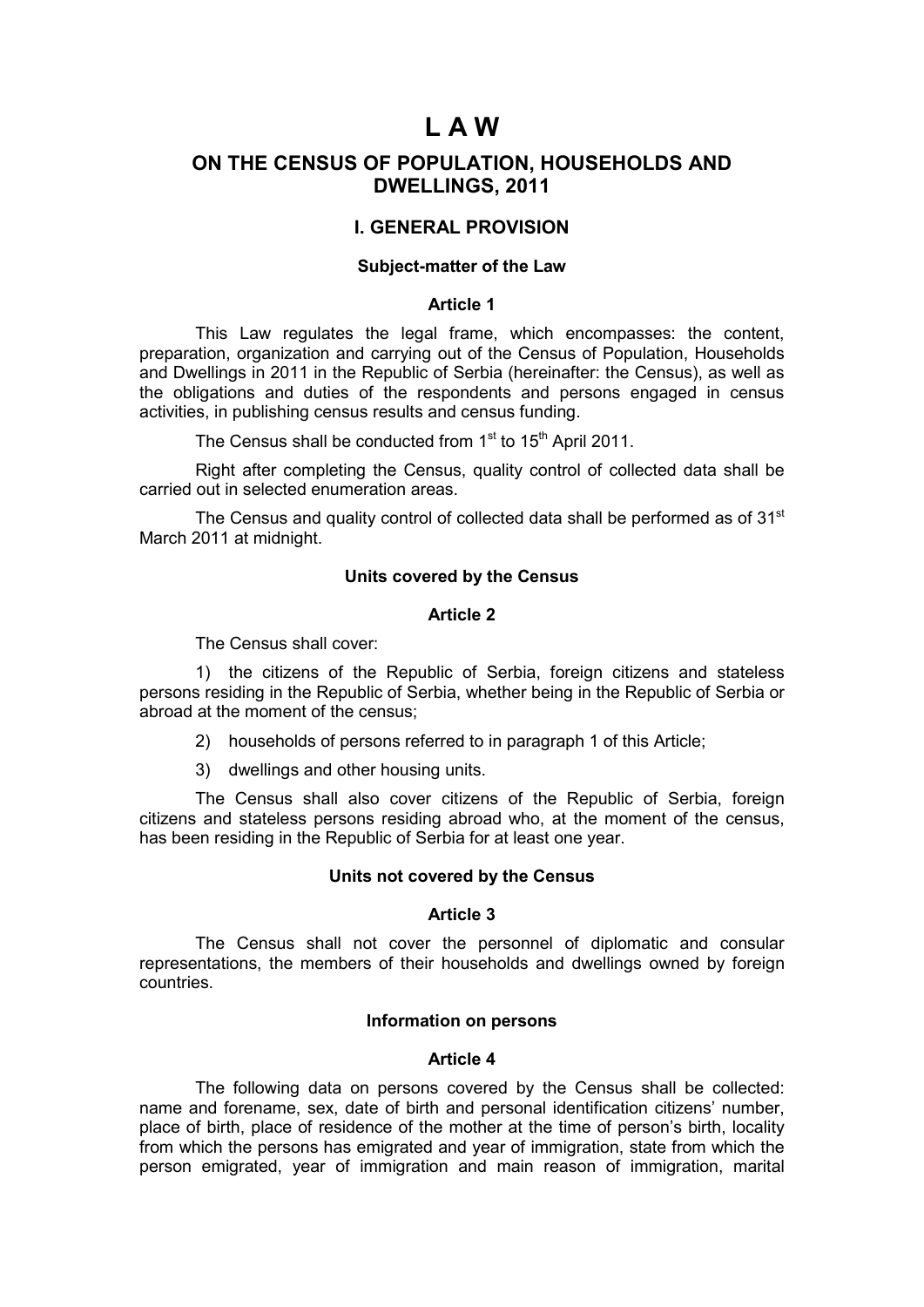# L A W

## ON THE CENSUS OF POPULATION, HOUSEHOLDS AND DWELLINGS, 2011

### I. GENERAL PROVISION

#### Subject-matter of the Law

#### Article 1

This Law regulates the legal frame, which encompasses: the content, preparation, organization and carrying out of the Census of Population, Households and Dwellings in 2011 in the Republic of Serbia (hereinafter: the Census), as well as the obligations and duties of the respondents and persons engaged in census activities, in publishing census results and census funding.

The Census shall be conducted from 1st to 15th April 2011.

Right after completing the Census, quality control of collected data shall be carried out in selected enumeration areas.

The Census and quality control of collected data shall be performed as of 31st March 2011 at midnight.

#### Units covered by the Census

#### Article 2

The Census shall cover:

1) the citizens of the Republic of Serbia, foreign citizens and stateless persons residing in the Republic of Serbia, whether being in the Republic of Serbia or abroad at the moment of the census;

2) households of persons referred to in paragraph 1 of this Article;

3) dwellings and other housing units.

The Census shall also cover citizens of the Republic of Serbia, foreign citizens and stateless persons residing abroad who, at the moment of the census, has been residing in the Republic of Serbia for at least one year.

#### Units not covered by the Census

#### Article 3

The Census shall not cover the personnel of diplomatic and consular representations, the members of their households and dwellings owned by foreign countries.

#### Information on persons

#### Article 4

The following data on persons covered by the Census shall be collected: name and forename, sex, date of birth and personal identification citizens' number, place of birth, place of residence of the mother at the time of person's birth, locality from which the persons has emigrated and year of immigration, state from which the person emigrated, year of immigration and main reason of immigration, marital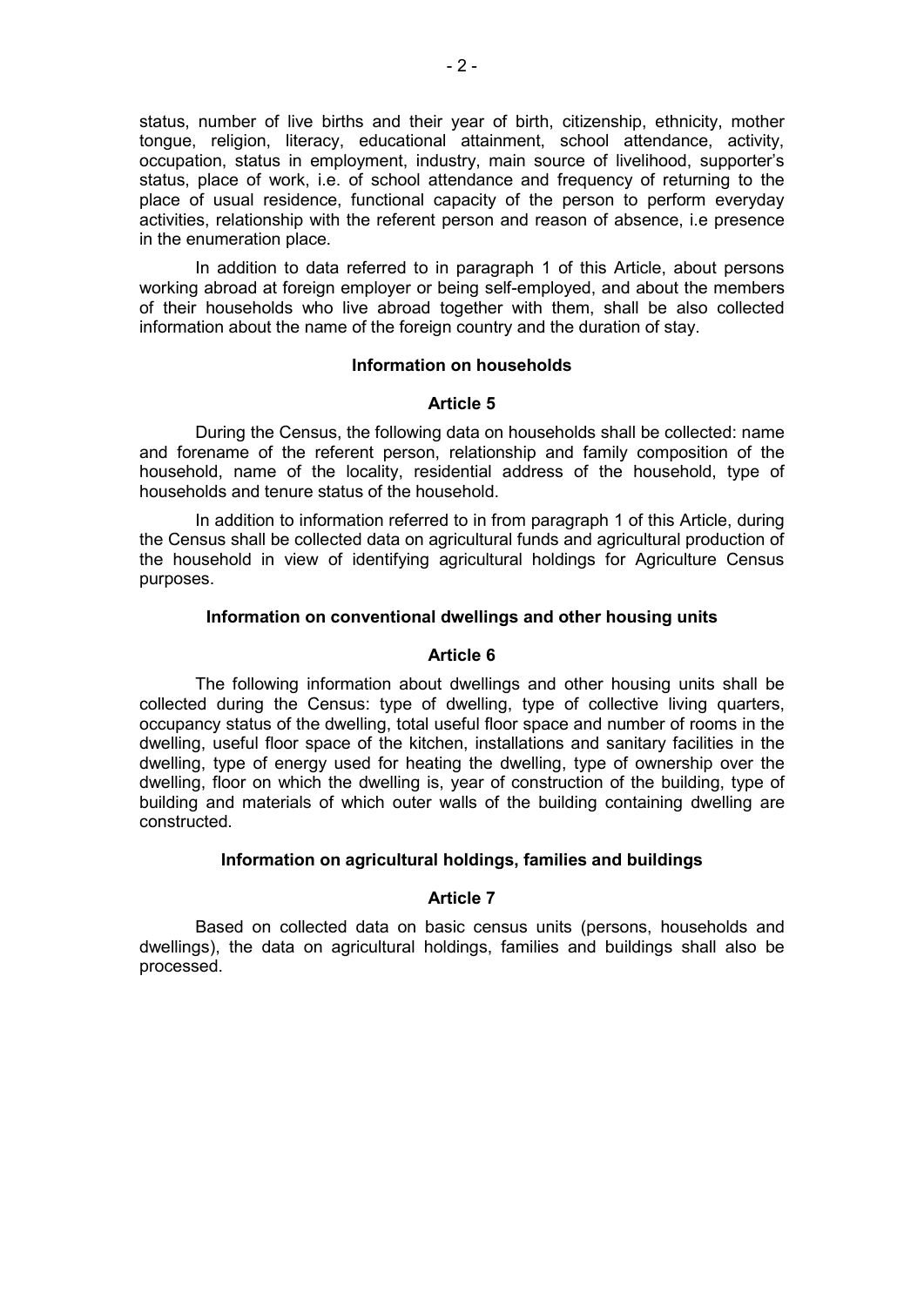status, number of live births and their year of birth, citizenship, ethnicity, mother tongue, religion, literacy, educational attainment, school attendance, activity, occupation, status in employment, industry, main source of livelihood, supporter's status, place of work, i.e. of school attendance and frequency of returning to the place of usual residence, functional capacity of the person to perform everyday activities, relationship with the referent person and reason of absence, i.e presence in the enumeration place.

In addition to data referred to in paragraph 1 of this Article, about persons working abroad at foreign employer or being self-employed, and about the members of their households who live abroad together with them, shall be also collected information about the name of the foreign country and the duration of stay.

**Information on households**

**Article 5**

During the Census, the following data on households shall be collected: name and forename of the referent person, relationship and family composition of the household, name of the locality, residential address of the household, type of households and tenure status of the household.

In addition to information referred to in from paragraph 1 of this Article, during the Census shall be collected data on agricultural funds and agricultural production of the household in view of identifying agricultural holdings for Agriculture Census purposes.

**Information on conventional dwellings and other housing units**

**Article 6**

The following information about dwellings and other housing units shall be collected during the Census: type of dwelling, type of collective living quarters, occupancy status of the dwelling, total useful floor space and number of rooms in the dwelling, useful floor space of the kitchen, installations and sanitary facilities in the dwelling, type of energy used for heating the dwelling, type of ownership over the dwelling, floor on which the dwelling is, year of construction of the building, type of building and materials of which outer walls of the building containing dwelling are constructed.

**Information on agricultural holdings, families and buildings**

**Article 7**

Based on collected data on basic census units (persons, households and dwellings), the data on agricultural holdings, families and buildings shall also be processed.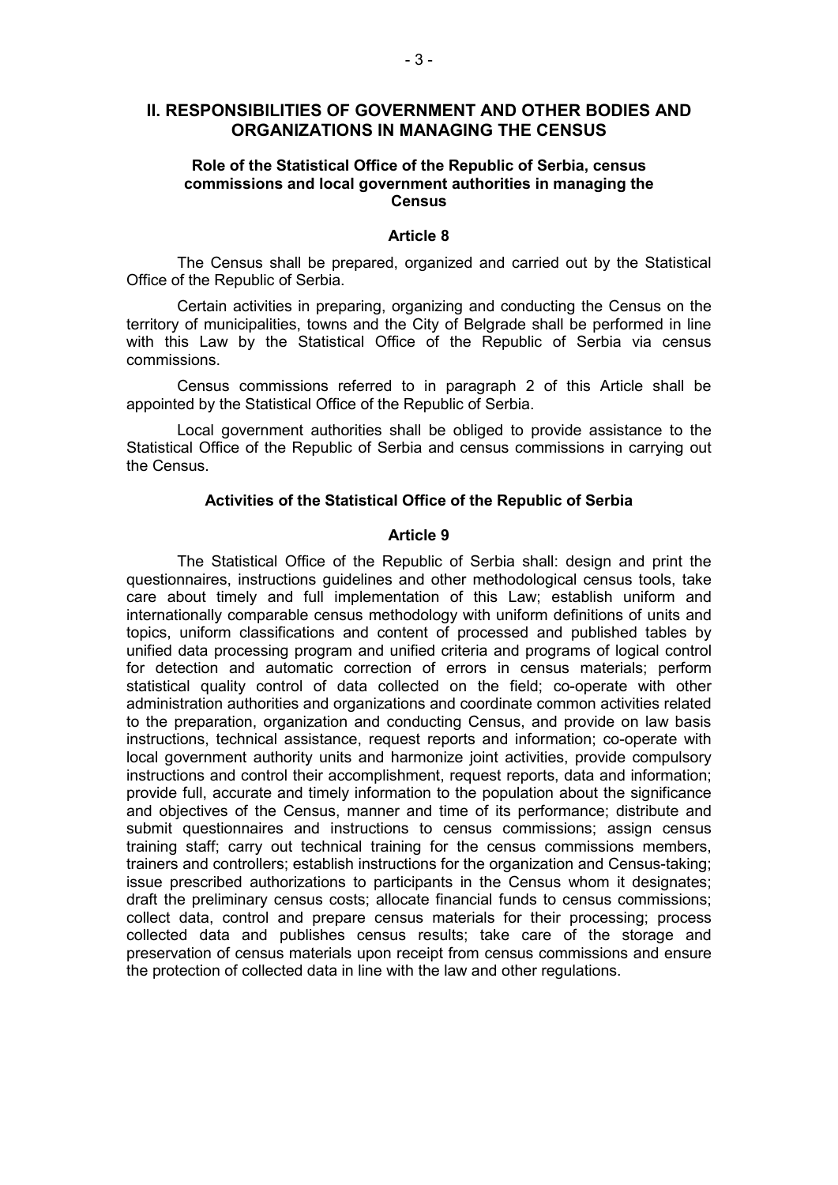## II. RESPONSIBILITIES OF GOVERNMENT AND OTHER BODIES AND ORGANIZATIONS IN MANAGING THE CENSUS

### Role of the Statistical Office of the Republic of Serbia, census commissions and local government authorities in managing the Census

#### Article 8

The Census shall be prepared, organized and carried out by the Statistical Office of the Republic of Serbia.

Certain activities in preparing, organizing and conducting the Census on the territory of municipalities, towns and the City of Belgrade shall be performed in line with this Law by the Statistical Office of the Republic of Serbia via census commissions.

Census commissions referred to in paragraph 2 of this Article shall be appointed by the Statistical Office of the Republic of Serbia.

Local government authorities shall be obliged to provide assistance to the Statistical Office of the Republic of Serbia and census commissions in carrying out the Census.

### Activities of the Statistical Office of the Republic of Serbia

#### Article 9

The Statistical Office of the Republic of Serbia shall: design and print the questionnaires, instructions guidelines and other methodological census tools, take care about timely and full implementation of this Law; establish uniform and internationally comparable census methodology with uniform definitions of units and topics, uniform classifications and content of processed and published tables by unified data processing program and unified criteria and programs of logical control for detection and automatic correction of errors in census materials; perform statistical quality control of data collected on the field; co-operate with other administration authorities and organizations and coordinate common activities related to the preparation, organization and conducting Census, and provide on law basis instructions, technical assistance, request reports and information; co-operate with local government authority units and harmonize joint activities, provide compulsory instructions and control their accomplishment, request reports, data and information; provide full, accurate and timely information to the population about the significance and objectives of the Census, manner and time of its performance; distribute and submit questionnaires and instructions to census commissions; assign census training staff; carry out technical training for the census commissions members, trainers and controllers; establish instructions for the organization and Census-taking; issue prescribed authorizations to participants in the Census whom it designates; draft the preliminary census costs; allocate financial funds to census commissions; collect data, control and prepare census materials for their processing; process collected data and publishes census results; take care of the storage and preservation of census materials upon receipt from census commissions and ensure the protection of collected data in line with the law and other regulations.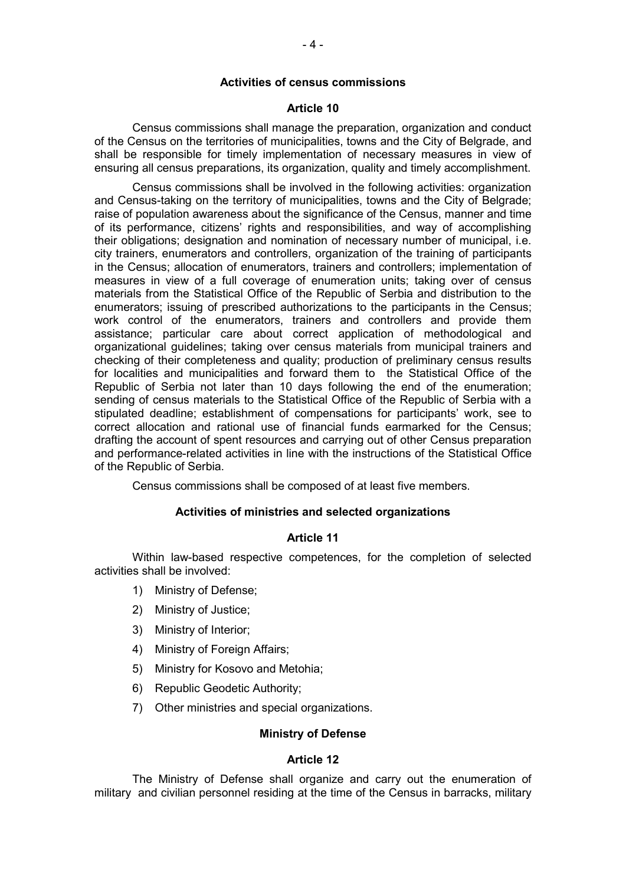### Activities of census commissions

#### Article 10

Census commissions shall manage the preparation, organization and conduct of the Census on the territories of municipalities, towns and the City of Belgrade, and shall be responsible for timely implementation of necessary measures in view of ensuring all census preparations, its organization, quality and timely accomplishment.

Census commissions shall be involved in the following activities: organization and Census-taking on the territory of municipalities, towns and the City of Belgrade; raise of population awareness about the significance of the Census, manner and time of its performance, citizens' rights and responsibilities, and way of accomplishing their obligations; designation and nomination of necessary number of municipal, i.e. city trainers, enumerators and controllers, organization of the training of participants in the Census; allocation of enumerators, trainers and controllers; implementation of measures in view of a full coverage of enumeration units; taking over of census materials from the Statistical Office of the Republic of Serbia and distribution to the enumerators; issuing of prescribed authorizations to the participants in the Census; work control of the enumerators, trainers and controllers and provide them assistance; particular care about correct application of methodological and organizational guidelines; taking over census materials from municipal trainers and checking of their completeness and quality; production of preliminary census results for localities and municipalities and forward them to the Statistical Office of the Republic of Serbia not later than 10 days following the end of the enumeration; sending of census materials to the Statistical Office of the Republic of Serbia with a stipulated deadline; establishment of compensations for participants' work, see to correct allocation and rational use of financial funds earmarked for the Census; drafting the account of spent resources and carrying out of other Census preparation and performance-related activities in line with the instructions of the Statistical Office of the Republic of Serbia.

Census commissions shall be composed of at least five members.

### Activities of ministries and selected organizations

#### Article 11

Within law-based respective competences, for the completion of selected activities shall be involved:

1) Ministry of Defense;
2) Ministry of Justice;
3) Ministry of Interior;
4) Ministry of Foreign Affairs;
5) Ministry for Kosovo and Metohia;
6) Republic Geodetic Authority;
7) Other ministries and special organizations.

### Ministry of Defense

#### Article 12

The Ministry of Defense shall organize and carry out the enumeration of military and civilian personnel residing at the time of the Census in barracks, military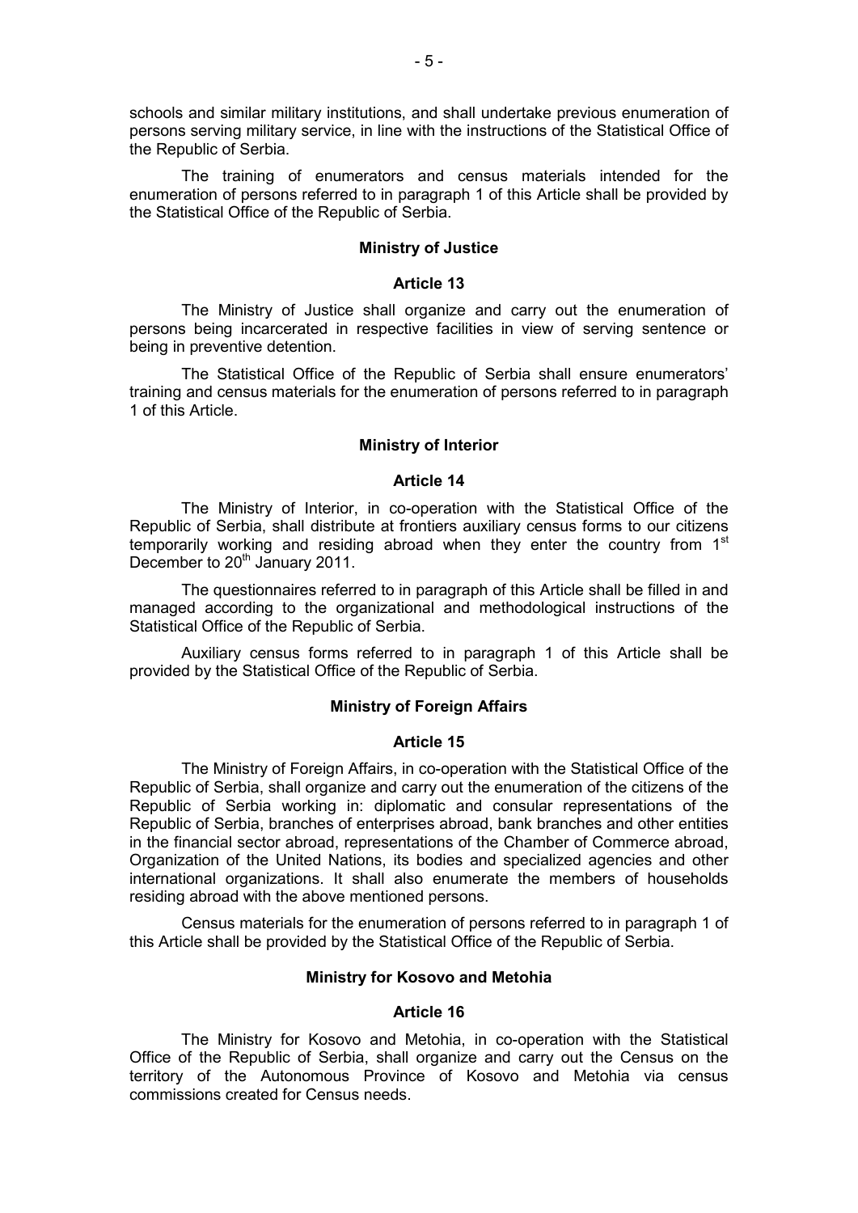schools and similar military institutions, and shall undertake previous enumeration of persons serving military service, in line with the instructions of the Statistical Office of the Republic of Serbia.

The training of enumerators and census materials intended for the enumeration of persons referred to in paragraph 1 of this Article shall be provided by the Statistical Office of the Republic of Serbia.

**Ministry of Justice**

**Article 13**

The Ministry of Justice shall organize and carry out the enumeration of persons being incarcerated in respective facilities in view of serving sentence or being in preventive detention.

The Statistical Office of the Republic of Serbia shall ensure enumerators' training and census materials for the enumeration of persons referred to in paragraph 1 of this Article.

**Ministry of Interior**

**Article 14**

The Ministry of Interior, in co-operation with the Statistical Office of the Republic of Serbia, shall distribute at frontiers auxiliary census forms to our citizens temporarily working and residing abroad when they enter the country from 1st December to 20th January 2011.

The questionnaires referred to in paragraph of this Article shall be filled in and managed according to the organizational and methodological instructions of the Statistical Office of the Republic of Serbia.

Auxiliary census forms referred to in paragraph 1 of this Article shall be provided by the Statistical Office of the Republic of Serbia.

**Ministry of Foreign Affairs**

**Article 15**

The Ministry of Foreign Affairs, in co-operation with the Statistical Office of the Republic of Serbia, shall organize and carry out the enumeration of the citizens of the Republic of Serbia working in: diplomatic and consular representations of the Republic of Serbia, branches of enterprises abroad, bank branches and other entities in the financial sector abroad, representations of the Chamber of Commerce abroad, Organization of the United Nations, its bodies and specialized agencies and other international organizations. It shall also enumerate the members of households residing abroad with the above mentioned persons.

Census materials for the enumeration of persons referred to in paragraph 1 of this Article shall be provided by the Statistical Office of the Republic of Serbia.

**Ministry for Kosovo and Metohia**

**Article 16**

The Ministry for Kosovo and Metohia, in co-operation with the Statistical Office of the Republic of Serbia, shall organize and carry out the Census on the territory of the Autonomous Province of Kosovo and Metohia via census commissions created for Census needs.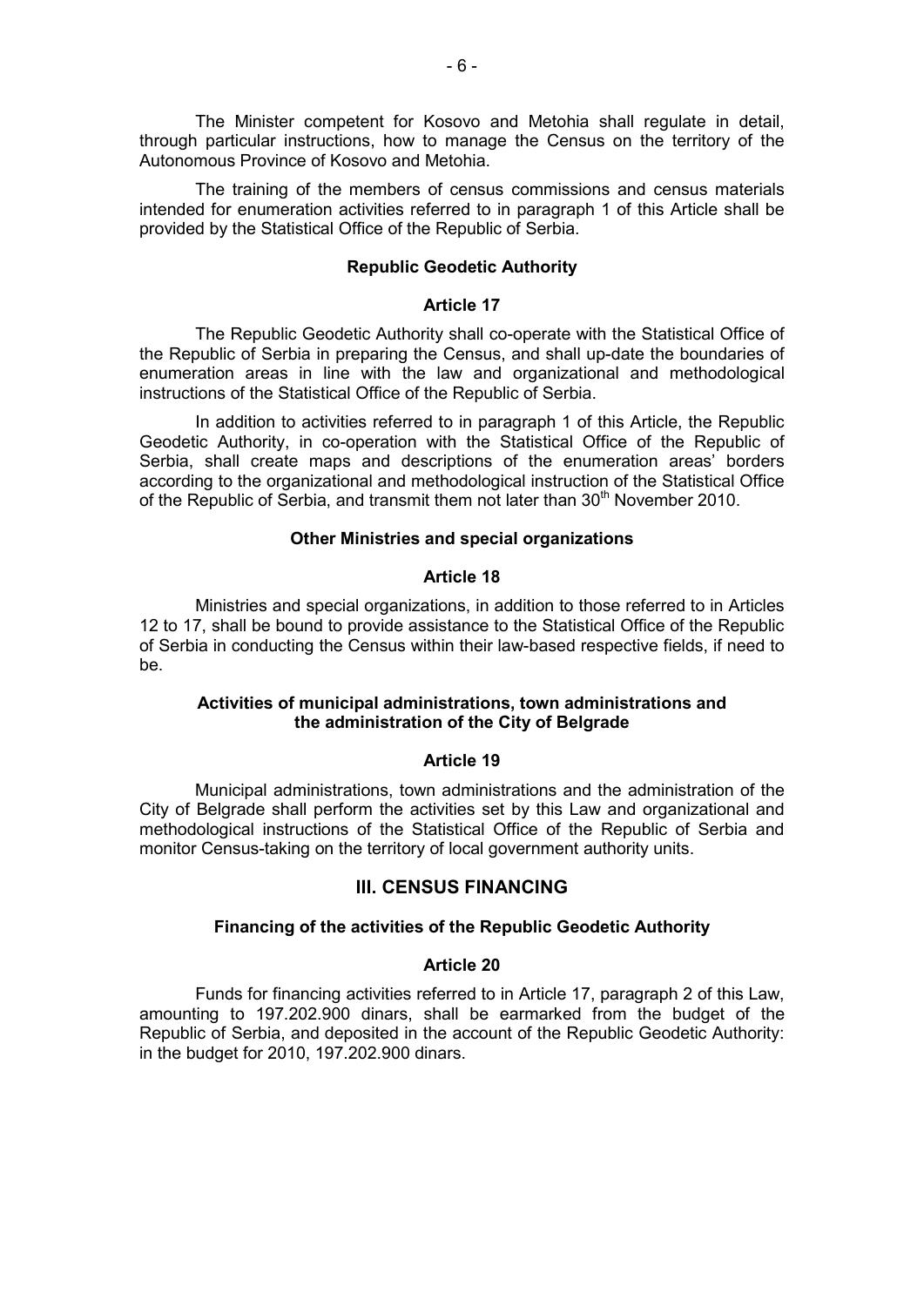The Minister competent for Kosovo and Metohia shall regulate in detail, through particular instructions, how to manage the Census on the territory of the Autonomous Province of Kosovo and Metohia.

The training of the members of census commissions and census materials intended for enumeration activities referred to in paragraph 1 of this Article shall be provided by the Statistical Office of the Republic of Serbia.

**Republic Geodetic Authority**

**Article 17**

The Republic Geodetic Authority shall co-operate with the Statistical Office of the Republic of Serbia in preparing the Census, and shall up-date the boundaries of enumeration areas in line with the law and organizational and methodological instructions of the Statistical Office of the Republic of Serbia.

In addition to activities referred to in paragraph 1 of this Article, the Republic Geodetic Authority, in co-operation with the Statistical Office of the Republic of Serbia, shall create maps and descriptions of the enumeration areas' borders according to the organizational and methodological instruction of the Statistical Office of the Republic of Serbia, and transmit them not later than 30th November 2010.

**Other Ministries and special organizations**

**Article 18**

Ministries and special organizations, in addition to those referred to in Articles 12 to 17, shall be bound to provide assistance to the Statistical Office of the Republic of Serbia in conducting the Census within their law-based respective fields, if need to be.

**Activities of municipal administrations, town administrations and the administration of the City of Belgrade**

**Article 19**

Municipal administrations, town administrations and the administration of the City of Belgrade shall perform the activities set by this Law and organizational and methodological instructions of the Statistical Office of the Republic of Serbia and monitor Census-taking on the territory of local government authority units.

## III. CENSUS FINANCING

**Financing of the activities of the Republic Geodetic Authority**

**Article 20**

Funds for financing activities referred to in Article 17, paragraph 2 of this Law, amounting to 197.202.900 dinars, shall be earmarked from the budget of the Republic of Serbia, and deposited in the account of the Republic Geodetic Authority: in the budget for 2010, 197.202.900 dinars.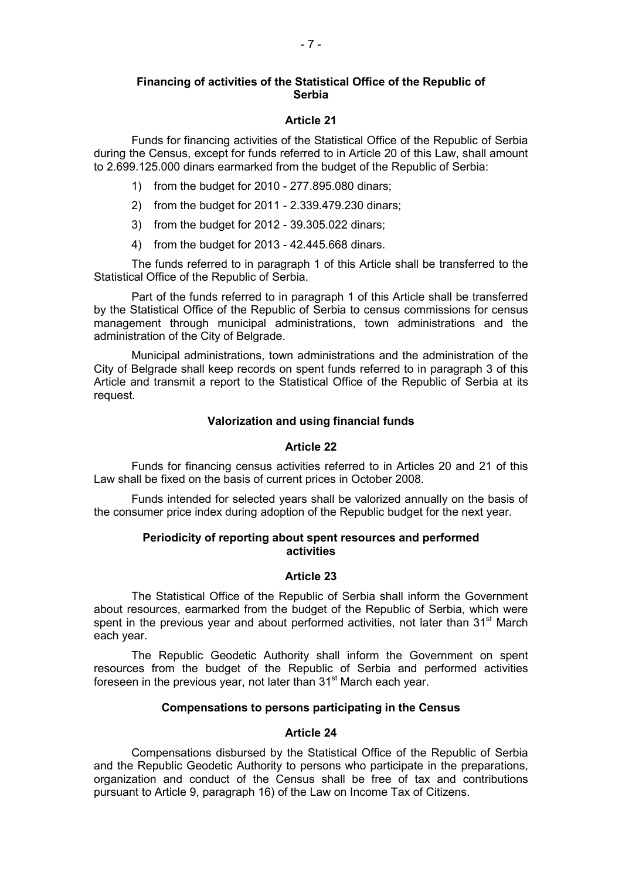### Financing of activities of the Statistical Office of the Republic of Serbia

#### Article 21

Funds for financing activities of the Statistical Office of the Republic of Serbia during the Census, except for funds referred to in Article 20 of this Law, shall amount to 2.699.125.000 dinars earmarked from the budget of the Republic of Serbia:

1) from the budget for 2010 - 277.895.080 dinars;
2) from the budget for 2011 - 2.339.479.230 dinars;
3) from the budget for 2012 - 39.305.022 dinars;
4) from the budget for 2013 - 42.445.668 dinars.

The funds referred to in paragraph 1 of this Article shall be transferred to the Statistical Office of the Republic of Serbia.

Part of the funds referred to in paragraph 1 of this Article shall be transferred by the Statistical Office of the Republic of Serbia to census commissions for census management through municipal administrations, town administrations and the administration of the City of Belgrade.

Municipal administrations, town administrations and the administration of the City of Belgrade shall keep records on spent funds referred to in paragraph 3 of this Article and transmit a report to the Statistical Office of the Republic of Serbia at its request.

### Valorization and using financial funds

#### Article 22

Funds for financing census activities referred to in Articles 20 and 21 of this Law shall be fixed on the basis of current prices in October 2008.

Funds intended for selected years shall be valorized annually on the basis of the consumer price index during adoption of the Republic budget for the next year.

### Periodicity of reporting about spent resources and performed activities

#### Article 23

The Statistical Office of the Republic of Serbia shall inform the Government about resources, earmarked from the budget of the Republic of Serbia, which were spent in the previous year and about performed activities, not later than 31st March each year.

The Republic Geodetic Authority shall inform the Government on spent resources from the budget of the Republic of Serbia and performed activities foreseen in the previous year, not later than 31st March each year.

### Compensations to persons participating in the Census

#### Article 24

Compensations disbursed by the Statistical Office of the Republic of Serbia and the Republic Geodetic Authority to persons who participate in the preparations, organization and conduct of the Census shall be free of tax and contributions pursuant to Article 9, paragraph 16) of the Law on Income Tax of Citizens.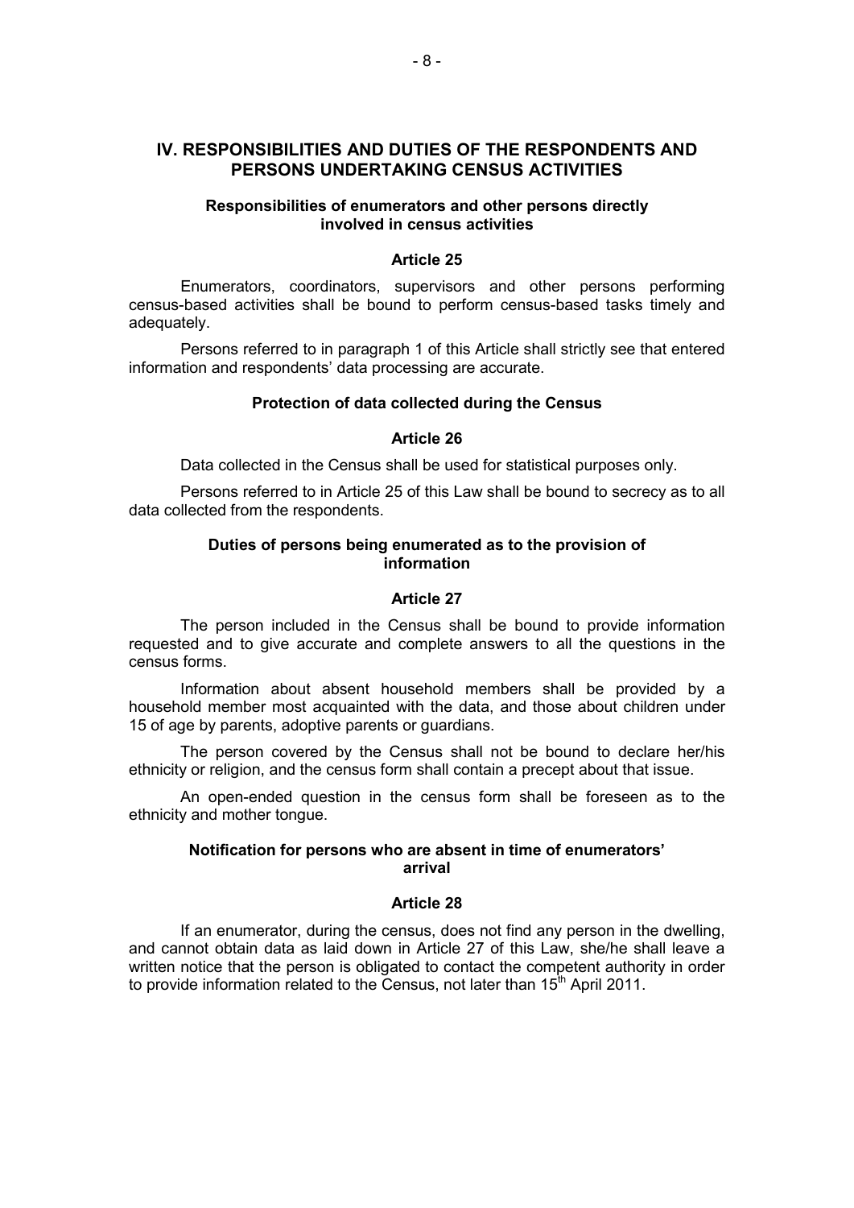## IV. RESPONSIBILITIES AND DUTIES OF THE RESPONDENTS AND PERSONS UNDERTAKING CENSUS ACTIVITIES

### Responsibilities of enumerators and other persons directly involved in census activities

#### Article 25

Enumerators, coordinators, supervisors and other persons performing census-based activities shall be bound to perform census-based tasks timely and adequately.

Persons referred to in paragraph 1 of this Article shall strictly see that entered information and respondents' data processing are accurate.

### Protection of data collected during the Census

#### Article 26

Data collected in the Census shall be used for statistical purposes only.

Persons referred to in Article 25 of this Law shall be bound to secrecy as to all data collected from the respondents.

### Duties of persons being enumerated as to the provision of information

#### Article 27

The person included in the Census shall be bound to provide information requested and to give accurate and complete answers to all the questions in the census forms.

Information about absent household members shall be provided by a household member most acquainted with the data, and those about children under 15 of age by parents, adoptive parents or guardians.

The person covered by the Census shall not be bound to declare her/his ethnicity or religion, and the census form shall contain a precept about that issue.

An open-ended question in the census form shall be foreseen as to the ethnicity and mother tongue.

### Notification for persons who are absent in time of enumerators' arrival

#### Article 28

If an enumerator, during the census, does not find any person in the dwelling, and cannot obtain data as laid down in Article 27 of this Law, she/he shall leave a written notice that the person is obligated to contact the competent authority in order to provide information related to the Census, not later than 15th April 2011.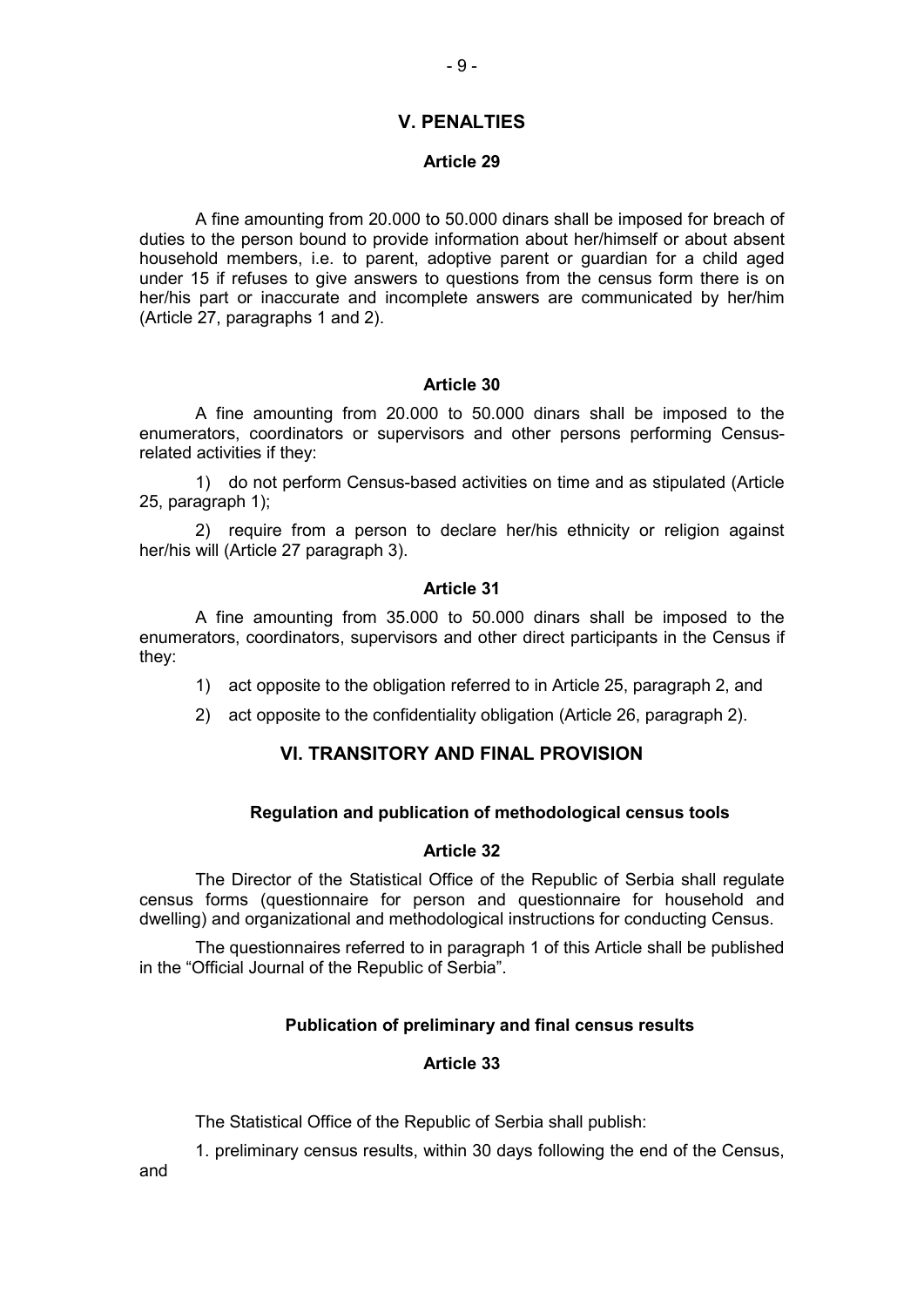## V. PENALTIES

### Article 29

A fine amounting from 20.000 to 50.000 dinars shall be imposed for breach of duties to the person bound to provide information about her/himself or about absent household members, i.e. to parent, adoptive parent or guardian for a child aged under 15 if refuses to give answers to questions from the census form there is on her/his part or inaccurate and incomplete answers are communicated by her/him (Article 27, paragraphs 1 and 2).

### Article 30

A fine amounting from 20.000 to 50.000 dinars shall be imposed to the enumerators, coordinators or supervisors and other persons performing Census-related activities if they:

1) do not perform Census-based activities on time and as stipulated (Article 25, paragraph 1);

2) require from a person to declare her/his ethnicity or religion against her/his will (Article 27 paragraph 3).

### Article 31

A fine amounting from 35.000 to 50.000 dinars shall be imposed to the enumerators, coordinators, supervisors and other direct participants in the Census if they:

1) act opposite to the obligation referred to in Article 25, paragraph 2, and

2) act opposite to the confidentiality obligation (Article 26, paragraph 2).

## VI. TRANSITORY AND FINAL PROVISION

### Regulation and publication of methodological census tools

### Article 32

The Director of the Statistical Office of the Republic of Serbia shall regulate census forms (questionnaire for person and questionnaire for household and dwelling) and organizational and methodological instructions for conducting Census.

The questionnaires referred to in paragraph 1 of this Article shall be published in the "Official Journal of the Republic of Serbia".

### Publication of preliminary and final census results

### Article 33

The Statistical Office of the Republic of Serbia shall publish:

1. preliminary census results, within 30 days following the end of the Census, and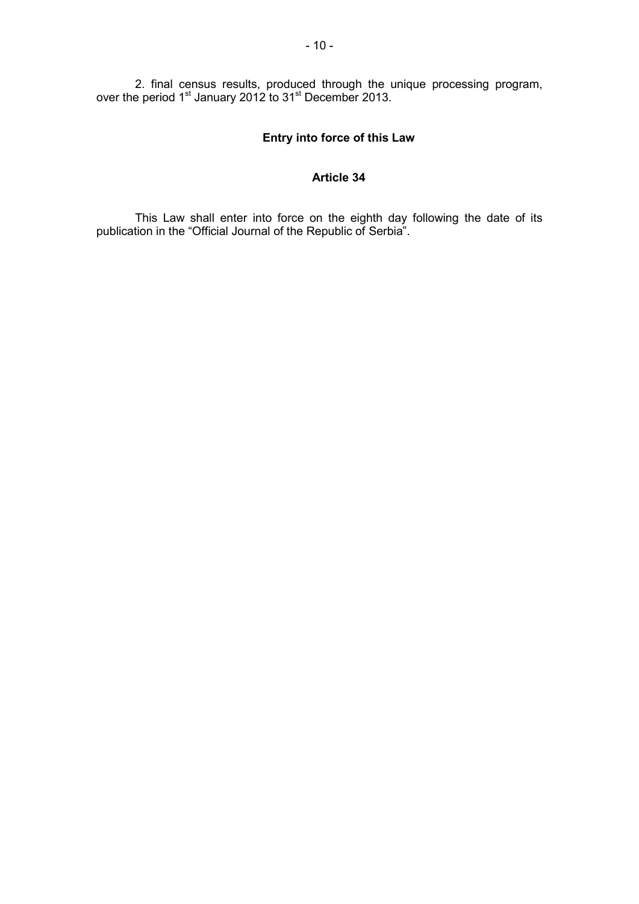2. final census results, produced through the unique processing program, over the period 1st January 2012 to 31st December 2013.

### Entry into force of this Law

### Article 34

This Law shall enter into force on the eighth day following the date of its publication in the "Official Journal of the Republic of Serbia".